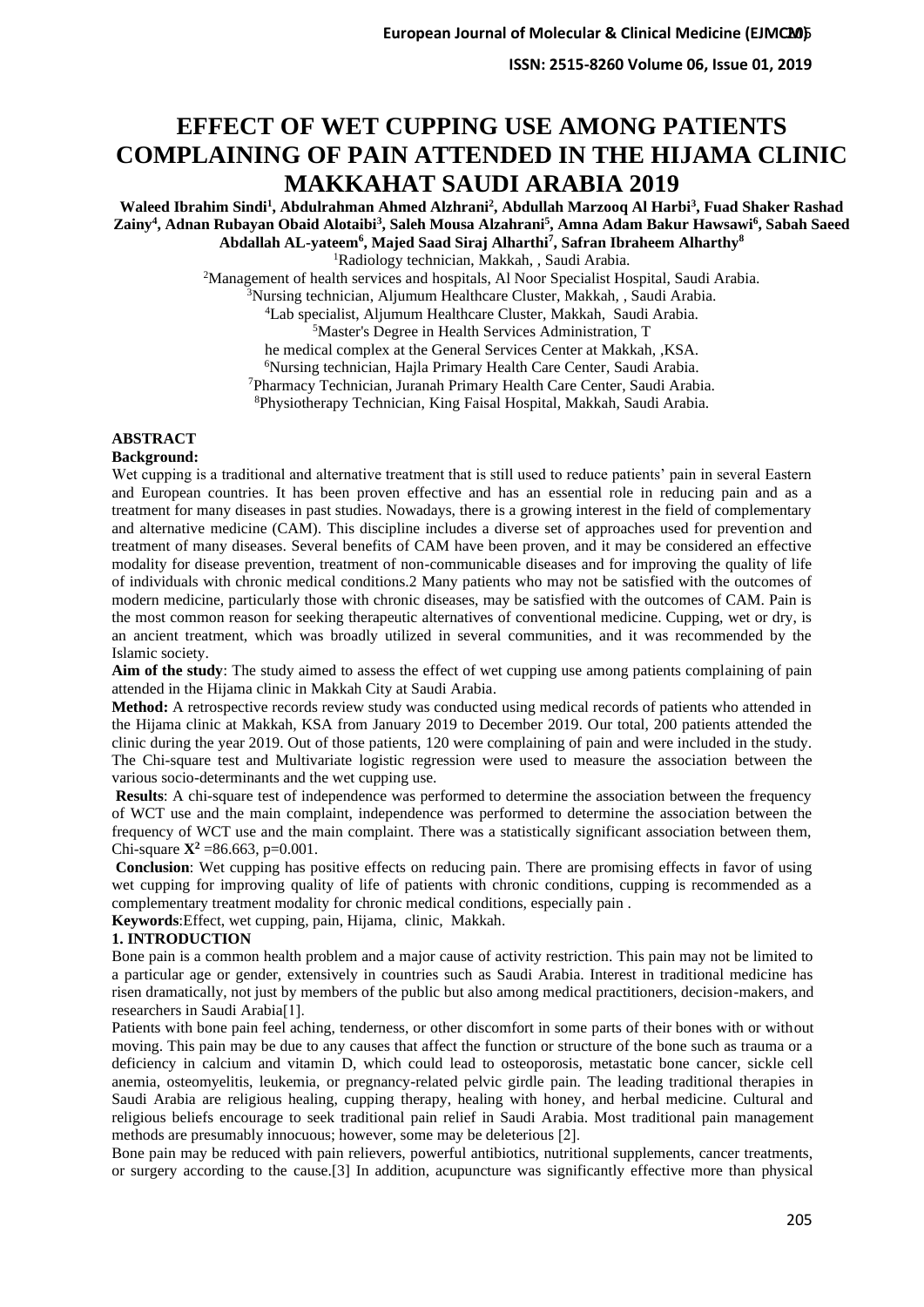# EFFECT OF WET CUPPING USE AMONG PATIENTS COMPLAINING OF PAIN ATTENDED IN THE HIJAMA CLINIC MAKKAHAT SAUDI ARABIA 2019

**Waleed Ibrahim Sindi[1], Abdulrahman Ahmed Alzhrani[2], Abdullah Marzooq Al Harbi[3], Fuad Shaker Rashad Zainy[4], Adnan Rubayan Obaid Alotaibi[3], Saleh Mousa Alzahrani[5], Amna Adam Bakur Hawsawi[6], Sabah Saeed Abdallah AL-yateem[6], Majed Saad Siraj Alharthi[7], Safran Ibraheem Alharthy[8]**

[1]Radiology technician, Makkah, , Saudi Arabia.

[2]Management of health services and hospitals, Al Noor Specialist Hospital, Saudi Arabia.

[3]Nursing technician, Aljumum Healthcare Cluster, Makkah, , Saudi Arabia.

[4]Lab specialist, Aljumum Healthcare Cluster, Makkah, Saudi Arabia.

[5]Master's Degree in Health Services Administration, T he medical complex at the General Services Center at Makkah, ,KSA.

[6]Nursing technician, Hajla Primary Health Care Center, Saudi Arabia.

[7]Pharmacy Technician, Juranah Primary Health Care Center, Saudi Arabia.

[8]Physiotherapy Technician, King Faisal Hospital, Makkah, Saudi Arabia.

## ABSTRACT

**Background:**

Wet cupping is a traditional and alternative treatment that is still used to reduce patients' pain in several Eastern and European countries. It has been proven effective and has an essential role in reducing pain and as a treatment for many diseases in past studies. Nowadays, there is a growing interest in the field of complementary and alternative medicine (CAM). This discipline includes a diverse set of approaches used for prevention and treatment of many diseases. Several benefits of CAM have been proven, and it may be considered an effective modality for disease prevention, treatment of non-communicable diseases and for improving the quality of life of individuals with chronic medical conditions.2 Many patients who may not be satisfied with the outcomes of modern medicine, particularly those with chronic diseases, may be satisfied with the outcomes of CAM. Pain is the most common reason for seeking therapeutic alternatives of conventional medicine. Cupping, wet or dry, is an ancient treatment, which was broadly utilized in several communities, and it was recommended by the Islamic society.

**Aim of the study**: The study aimed to assess the effect of wet cupping use among patients complaining of pain attended in the Hijama clinic in Makkah City at Saudi Arabia.

**Method:** A retrospective records review study was conducted using medical records of patients who attended in the Hijama clinic at Makkah, KSA from January 2019 to December 2019. Our total, 200 patients attended the clinic during the year 2019. Out of those patients, 120 were complaining of pain and were included in the study. The Chi-square test and Multivariate logistic regression were used to measure the association between the various socio-determinants and the wet cupping use.

**Results**: A chi-square test of independence was performed to determine the association between the frequency of WCT use and the main complaint, independence was performed to determine the association between the frequency of WCT use and the main complaint. There was a statistically significant association between them, Chi-square $\mathbf{X^2}$ =86.663, p=0.001.

**Conclusion**: Wet cupping has positive effects on reducing pain. There are promising effects in favor of using wet cupping for improving quality of life of patients with chronic conditions, cupping is recommended as a complementary treatment modality for chronic medical conditions, especially pain .

**Keywords**:Effect, wet cupping, pain, Hijama, clinic, Makkah.

## 1. INTRODUCTION

Bone pain is a common health problem and a major cause of activity restriction. This pain may not be limited to a particular age or gender, extensively in countries such as Saudi Arabia. Interest in traditional medicine has risen dramatically, not just by members of the public but also among medical practitioners, decision-makers, and researchers in Saudi Arabia[1].

Patients with bone pain feel aching, tenderness, or other discomfort in some parts of their bones with or without moving. This pain may be due to any causes that affect the function or structure of the bone such as trauma or a deficiency in calcium and vitamin D, which could lead to osteoporosis, metastatic bone cancer, sickle cell anemia, osteomyelitis, leukemia, or pregnancy-related pelvic girdle pain. The leading traditional therapies in Saudi Arabia are religious healing, cupping therapy, healing with honey, and herbal medicine. Cultural and religious beliefs encourage to seek traditional pain relief in Saudi Arabia. Most traditional pain management methods are presumably innocuous; however, some may be deleterious [2].

Bone pain may be reduced with pain relievers, powerful antibiotics, nutritional supplements, cancer treatments, or surgery according to the cause.[3] In addition, acupuncture was significantly effective more than physical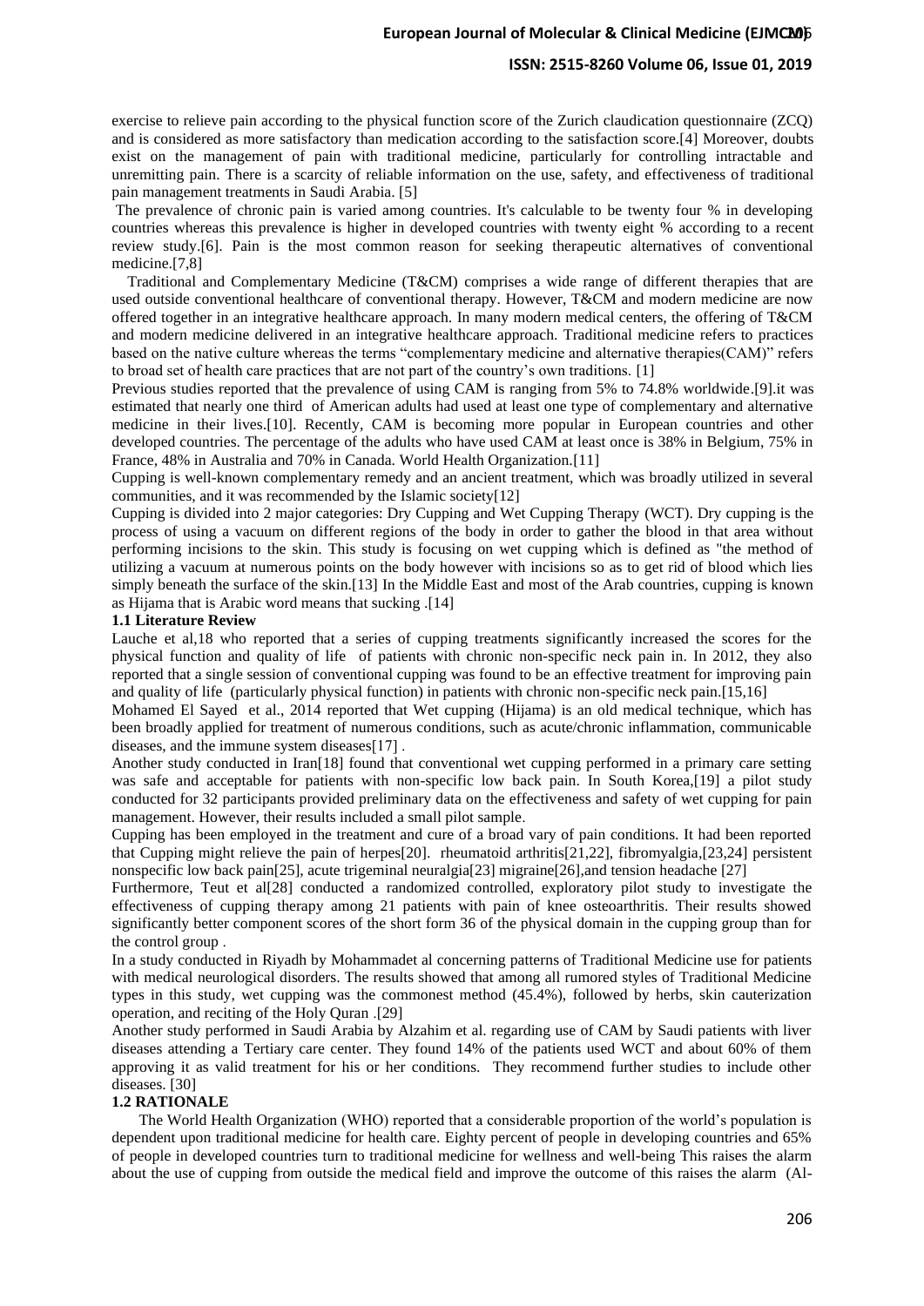exercise to relieve pain according to the physical function score of the Zurich claudication questionnaire (ZCQ) and is considered as more satisfactory than medication according to the satisfaction score.[4] Moreover, doubts exist on the management of pain with traditional medicine, particularly for controlling intractable and unremitting pain. There is a scarcity of reliable information on the use, safety, and effectiveness of traditional pain management treatments in Saudi Arabia. [5]

The prevalence of chronic pain is varied among countries. It's calculable to be twenty four % in developing countries whereas this prevalence is higher in developed countries with twenty eight % according to a recent review study.[6]. Pain is the most common reason for seeking therapeutic alternatives of conventional medicine.[7,8]

Traditional and Complementary Medicine (T&CM) comprises a wide range of different therapies that are used outside conventional healthcare of conventional therapy. However, T&CM and modern medicine are now offered together in an integrative healthcare approach. In many modern medical centers, the offering of T&CM and modern medicine delivered in an integrative healthcare approach. Traditional medicine refers to practices based on the native culture whereas the terms "complementary medicine and alternative therapies(CAM)" refers to broad set of health care practices that are not part of the country's own traditions. [1]

Previous studies reported that the prevalence of using CAM is ranging from 5% to 74.8% worldwide.[9].it was estimated that nearly one third of American adults had used at least one type of complementary and alternative medicine in their lives.[10]. Recently, CAM is becoming more popular in European countries and other developed countries. The percentage of the adults who have used CAM at least once is 38% in Belgium, 75% in France, 48% in Australia and 70% in Canada. World Health Organization.[11]

Cupping is well-known complementary remedy and an ancient treatment, which was broadly utilized in several communities, and it was recommended by the Islamic society[12]

Cupping is divided into 2 major categories: Dry Cupping and Wet Cupping Therapy (WCT). Dry cupping is the process of using a vacuum on different regions of the body in order to gather the blood in that area without performing incisions to the skin. This study is focusing on wet cupping which is defined as "the method of utilizing a vacuum at numerous points on the body however with incisions so as to get rid of blood which lies simply beneath the surface of the skin.[13] In the Middle East and most of the Arab countries, cupping is known as Hijama that is Arabic word means that sucking .[14]

### 1.1 Literature Review

Lauche et al,18 who reported that a series of cupping treatments significantly increased the scores for the physical function and quality of life of patients with chronic non-specific neck pain in. In 2012, they also reported that a single session of conventional cupping was found to be an effective treatment for improving pain and quality of life (particularly physical function) in patients with chronic non-specific neck pain.[15,16]

Mohamed El Sayed et al., 2014 reported that Wet cupping (Hijama) is an old medical technique, which has been broadly applied for treatment of numerous conditions, such as acute/chronic inflammation, communicable diseases, and the immune system diseases[17] .

Another study conducted in Iran[18] found that conventional wet cupping performed in a primary care setting was safe and acceptable for patients with non-specific low back pain. In South Korea,[19] a pilot study conducted for 32 participants provided preliminary data on the effectiveness and safety of wet cupping for pain management. However, their results included a small pilot sample.

Cupping has been employed in the treatment and cure of a broad vary of pain conditions. It had been reported that Cupping might relieve the pain of herpes[20]. rheumatoid arthritis[21,22], fibromyalgia,[23,24] persistent nonspecific low back pain[25], acute trigeminal neuralgia[23] migraine[26],and tension headache [27]

Furthermore, Teut et al[28] conducted a randomized controlled, exploratory pilot study to investigate the effectiveness of cupping therapy among 21 patients with pain of knee osteoarthritis. Their results showed significantly better component scores of the short form 36 of the physical domain in the cupping group than for the control group .

In a study conducted in Riyadh by Mohammadet al concerning patterns of Traditional Medicine use for patients with medical neurological disorders. The results showed that among all rumored styles of Traditional Medicine types in this study, wet cupping was the commonest method (45.4%), followed by herbs, skin cauterization operation, and reciting of the Holy Quran .[29]

Another study performed in Saudi Arabia by Alzahim et al. regarding use of CAM by Saudi patients with liver diseases attending a Tertiary care center. They found 14% of the patients used WCT and about 60% of them approving it as valid treatment for his or her conditions. They recommend further studies to include other diseases. [30]

### 1.2 RATIONALE

The World Health Organization (WHO) reported that a considerable proportion of the world's population is dependent upon traditional medicine for health care. Eighty percent of people in developing countries and 65% of people in developed countries turn to traditional medicine for wellness and well-being This raises the alarm about the use of cupping from outside the medical field and improve the outcome of this raises the alarm (Al-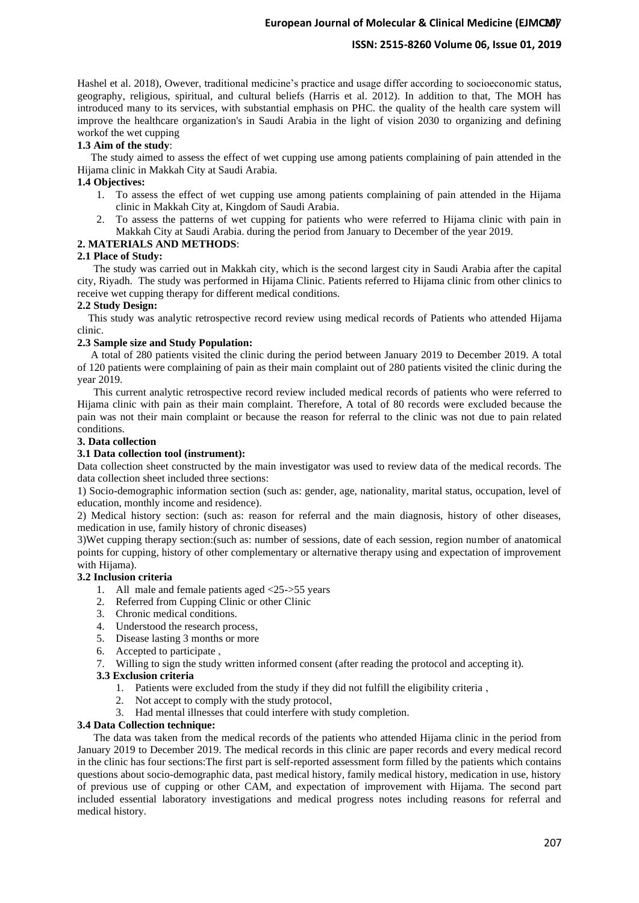Hashel et al. 2018), Owever, traditional medicine's practice and usage differ according to socioeconomic status, geography, religious, spiritual, and cultural beliefs (Harris et al. 2012). In addition to that, The MOH has introduced many to its services, with substantial emphasis on PHC. the quality of the health care system will improve the healthcare organization's in Saudi Arabia in the light of vision 2030 to organizing and defining workof the wet cupping

### 1.3 Aim of the study:

The study aimed to assess the effect of wet cupping use among patients complaining of pain attended in the Hijama clinic in Makkah City at Saudi Arabia.

### 1.4 Objectives:

1. To assess the effect of wet cupping use among patients complaining of pain attended in the Hijama clinic in Makkah City at, Kingdom of Saudi Arabia.
2. To assess the patterns of wet cupping for patients who were referred to Hijama clinic with pain in Makkah City at Saudi Arabia. during the period from January to December of the year 2019.

## 2. MATERIALS AND METHODS:

### 2.1 Place of Study:

The study was carried out in Makkah city, which is the second largest city in Saudi Arabia after the capital city, Riyadh. The study was performed in Hijama Clinic. Patients referred to Hijama clinic from other clinics to receive wet cupping therapy for different medical conditions.

### 2.2 Study Design:

This study was analytic retrospective record review using medical records of Patients who attended Hijama clinic.

### 2.3 Sample size and Study Population:

A total of 280 patients visited the clinic during the period between January 2019 to December 2019. A total of 120 patients were complaining of pain as their main complaint out of 280 patients visited the clinic during the year 2019.

This current analytic retrospective record review included medical records of patients who were referred to Hijama clinic with pain as their main complaint. Therefore, A total of 80 records were excluded because the pain was not their main complaint or because the reason for referral to the clinic was not due to pain related conditions.

## 3. Data collection

### 3.1 Data collection tool (instrument):

Data collection sheet constructed by the main investigator was used to review data of the medical records. The data collection sheet included three sections:

1) Socio-demographic information section (such as: gender, age, nationality, marital status, occupation, level of education, monthly income and residence).

2) Medical history section: (such as: reason for referral and the main diagnosis, history of other diseases, medication in use, family history of chronic diseases)

3)Wet cupping therapy section:(such as: number of sessions, date of each session, region number of anatomical points for cupping, history of other complementary or alternative therapy using and expectation of improvement with Hijama).

### 3.2 Inclusion criteria

1. All male and female patients aged <25->55 years
2. Referred from Cupping Clinic or other Clinic
3. Chronic medical conditions.
4. Understood the research process,
5. Disease lasting 3 months or more
6. Accepted to participate ,
7. Willing to sign the study written informed consent (after reading the protocol and accepting it).

### 3.3 Exclusion criteria

1. Patients were excluded from the study if they did not fulfill the eligibility criteria ,
2. Not accept to comply with the study protocol,
3. Had mental illnesses that could interfere with study completion.

### 3.4 Data Collection technique:

The data was taken from the medical records of the patients who attended Hijama clinic in the period from January 2019 to December 2019. The medical records in this clinic are paper records and every medical record in the clinic has four sections:The first part is self-reported assessment form filled by the patients which contains questions about socio-demographic data, past medical history, family medical history, medication in use, history of previous use of cupping or other CAM, and expectation of improvement with Hijama. The second part included essential laboratory investigations and medical progress notes including reasons for referral and medical history.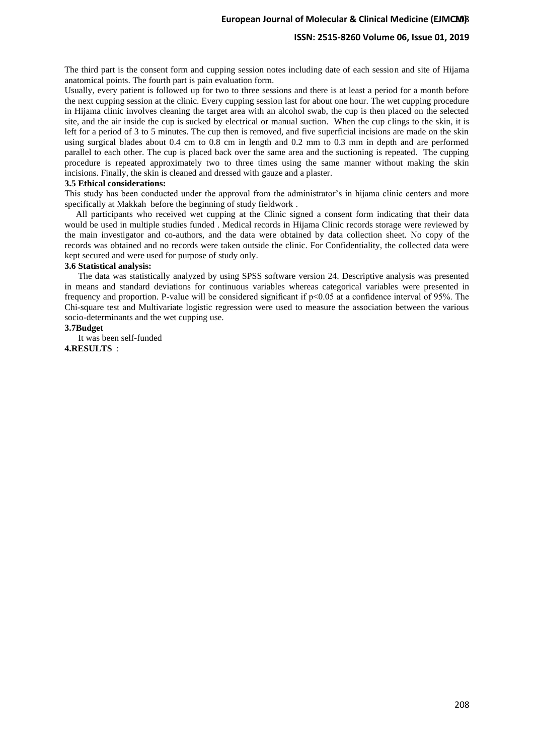The third part is the consent form and cupping session notes including date of each session and site of Hijama anatomical points. The fourth part is pain evaluation form.

Usually, every patient is followed up for two to three sessions and there is at least a period for a month before the next cupping session at the clinic. Every cupping session last for about one hour. The wet cupping procedure in Hijama clinic involves cleaning the target area with an alcohol swab, the cup is then placed on the selected site, and the air inside the cup is sucked by electrical or manual suction. When the cup clings to the skin, it is left for a period of 3 to 5 minutes. The cup then is removed, and five superficial incisions are made on the skin using surgical blades about 0.4 cm to 0.8 cm in length and 0.2 mm to 0.3 mm in depth and are performed parallel to each other. The cup is placed back over the same area and the suctioning is repeated. The cupping procedure is repeated approximately two to three times using the same manner without making the skin incisions. Finally, the skin is cleaned and dressed with gauze and a plaster.

### 3.5 Ethical considerations:

This study has been conducted under the approval from the administrator's in hijama clinic centers and more specifically at Makkah before the beginning of study fieldwork .

All participants who received wet cupping at the Clinic signed a consent form indicating that their data would be used in multiple studies funded . Medical records in Hijama Clinic records storage were reviewed by the main investigator and co-authors, and the data were obtained by data collection sheet. No copy of the records was obtained and no records were taken outside the clinic. For Confidentiality, the collected data were kept secured and were used for purpose of study only.

### 3.6 Statistical analysis:

The data was statistically analyzed by using SPSS software version 24. Descriptive analysis was presented in means and standard deviations for continuous variables whereas categorical variables were presented in frequency and proportion. P-value will be considered significant if $p<0.05$ at a confidence interval of 95%. The Chi-square test and Multivariate logistic regression were used to measure the association between the various socio-determinants and the wet cupping use.

### 3.7Budget

It was been self-funded

## 4.RESULTS :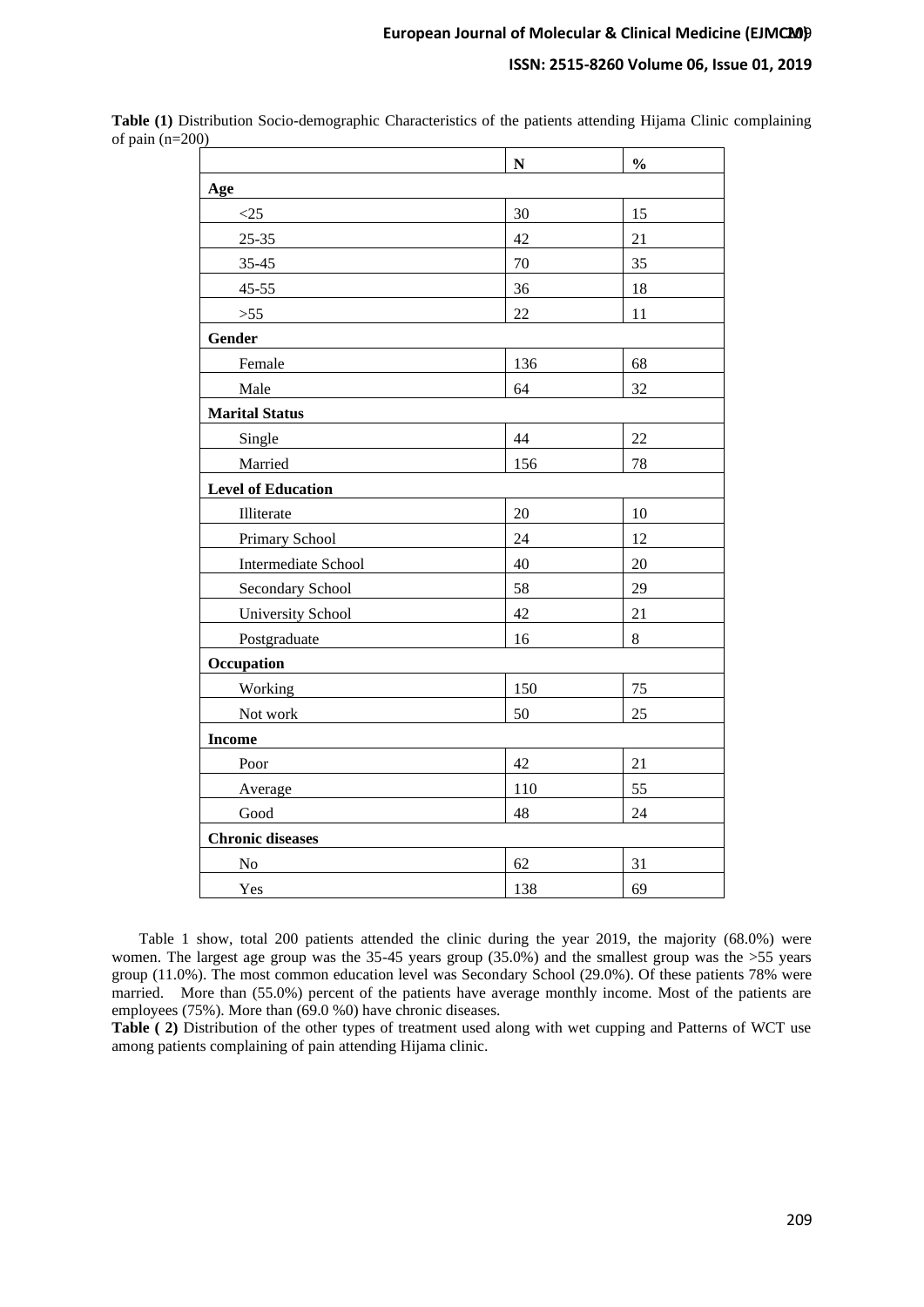**Table (1)** Distribution Socio-demographic Characteristics of the patients attending Hijama Clinic complaining of pain (n=200)

| | N | % |
|---|---|---|
| **Age** | | |
| <25 | 30 | 15 |
| 25-35 | 42 | 21 |
| 35-45 | 70 | 35 |
| 45-55 | 36 | 18 |
| >55 | 22 | 11 |
| **Gender** | | |
| Female | 136 | 68 |
| Male | 64 | 32 |
| **Marital Status** | | |
| Single | 44 | 22 |
| Married | 156 | 78 |
| **Level of Education** | | |
| Illiterate | 20 | 10 |
| Primary School | 24 | 12 |
| Intermediate School | 40 | 20 |
| Secondary School | 58 | 29 |
| University School | 42 | 21 |
| Postgraduate | 16 | 8 |
| **Occupation** | | |
| Working | 150 | 75 |
| Not work | 50 | 25 |
| **Income** | | |
| Poor | 42 | 21 |
| Average | 110 | 55 |
| Good | 48 | 24 |
| **Chronic diseases** | | |
| No | 62 | 31 |
| Yes | 138 | 69 |

Table 1 show, total 200 patients attended the clinic during the year 2019, the majority (68.0%) were women. The largest age group was the 35-45 years group (35.0%) and the smallest group was the >55 years group (11.0%). The most common education level was Secondary School (29.0%). Of these patients 78% were married. More than (55.0%) percent of the patients have average monthly income. Most of the patients are employees (75%). More than (69.0 %0) have chronic diseases.

**Table ( 2)** Distribution of the other types of treatment used along with wet cupping and Patterns of WCT use among patients complaining of pain attending Hijama clinic.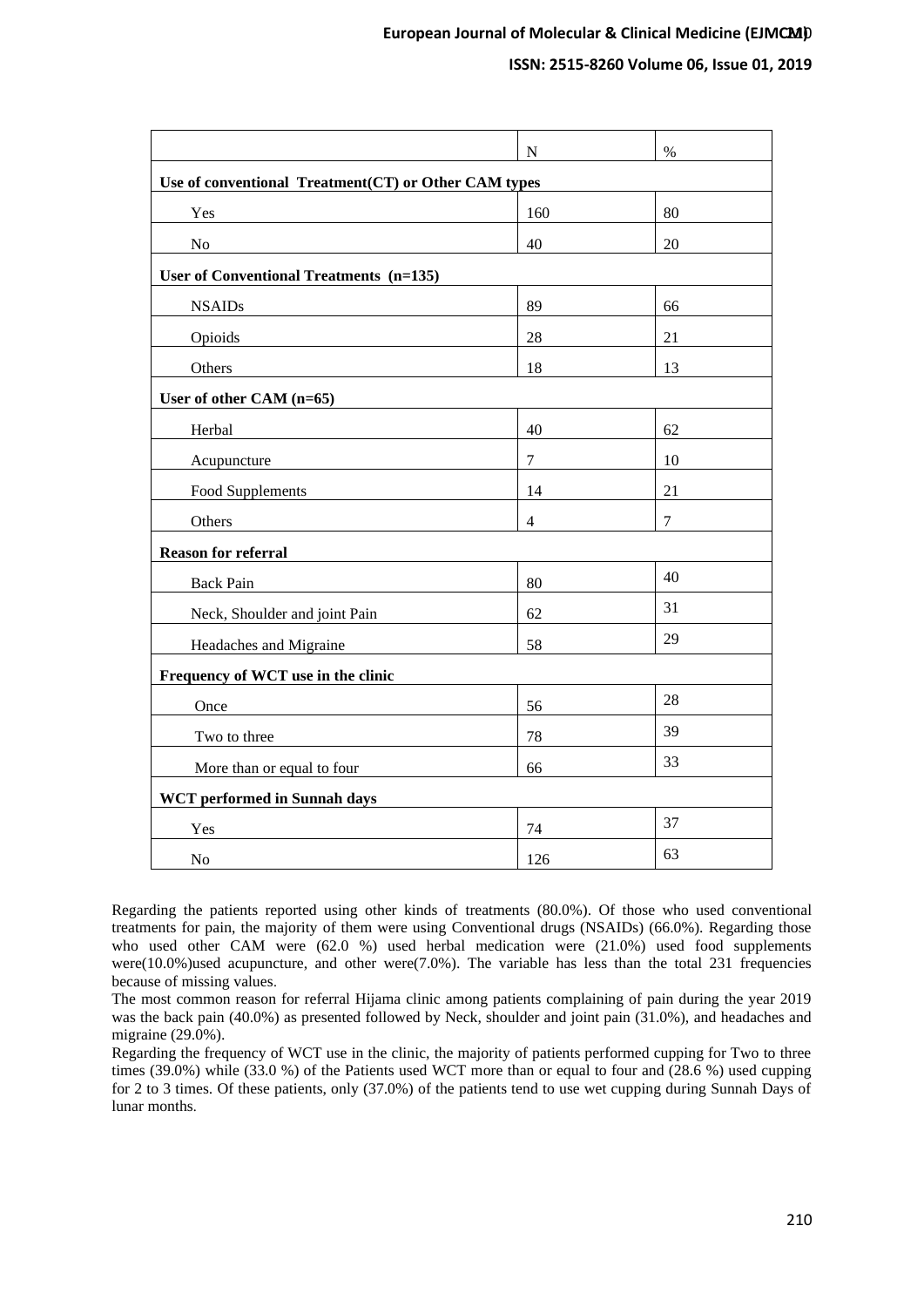| | N | % |
|---|---|---|
| **Use of conventional Treatment(CT) or Other CAM types** | | |
| Yes | 160 | 80 |
| No | 40 | 20 |
| **User of Conventional Treatments (n=135)** | | |
| NSAIDs | 89 | 66 |
| Opioids | 28 | 21 |
| Others | 18 | 13 |
| **User of other CAM (n=65)** | | |
| Herbal | 40 | 62 |
| Acupuncture | 7 | 10 |
| Food Supplements | 14 | 21 |
| Others | 4 | 7 |
| **Reason for referral** | | |
| Back Pain | 80 | 40 |
| Neck, Shoulder and joint Pain | 62 | 31 |
| Headaches and Migraine | 58 | 29 |
| **Frequency of WCT use in the clinic** | | |
| Once | 56 | 28 |
| Two to three | 78 | 39 |
| More than or equal to four | 66 | 33 |
| **WCT performed in Sunnah days** | | |
| Yes | 74 | 37 |
| No | 126 | 63 |

Regarding the patients reported using other kinds of treatments (80.0%). Of those who used conventional treatments for pain, the majority of them were using Conventional drugs (NSAIDs) (66.0%). Regarding those who used other CAM were (62.0 %) used herbal medication were (21.0%) used food supplements were(10.0%)used acupuncture, and other were(7.0%). The variable has less than the total 231 frequencies because of missing values.

The most common reason for referral Hijama clinic among patients complaining of pain during the year 2019 was the back pain (40.0%) as presented followed by Neck, shoulder and joint pain (31.0%), and headaches and migraine (29.0%).

Regarding the frequency of WCT use in the clinic, the majority of patients performed cupping for Two to three times (39.0%) while (33.0 %) of the Patients used WCT more than or equal to four and (28.6 %) used cupping for 2 to 3 times. Of these patients, only (37.0%) of the patients tend to use wet cupping during Sunnah Days of lunar months.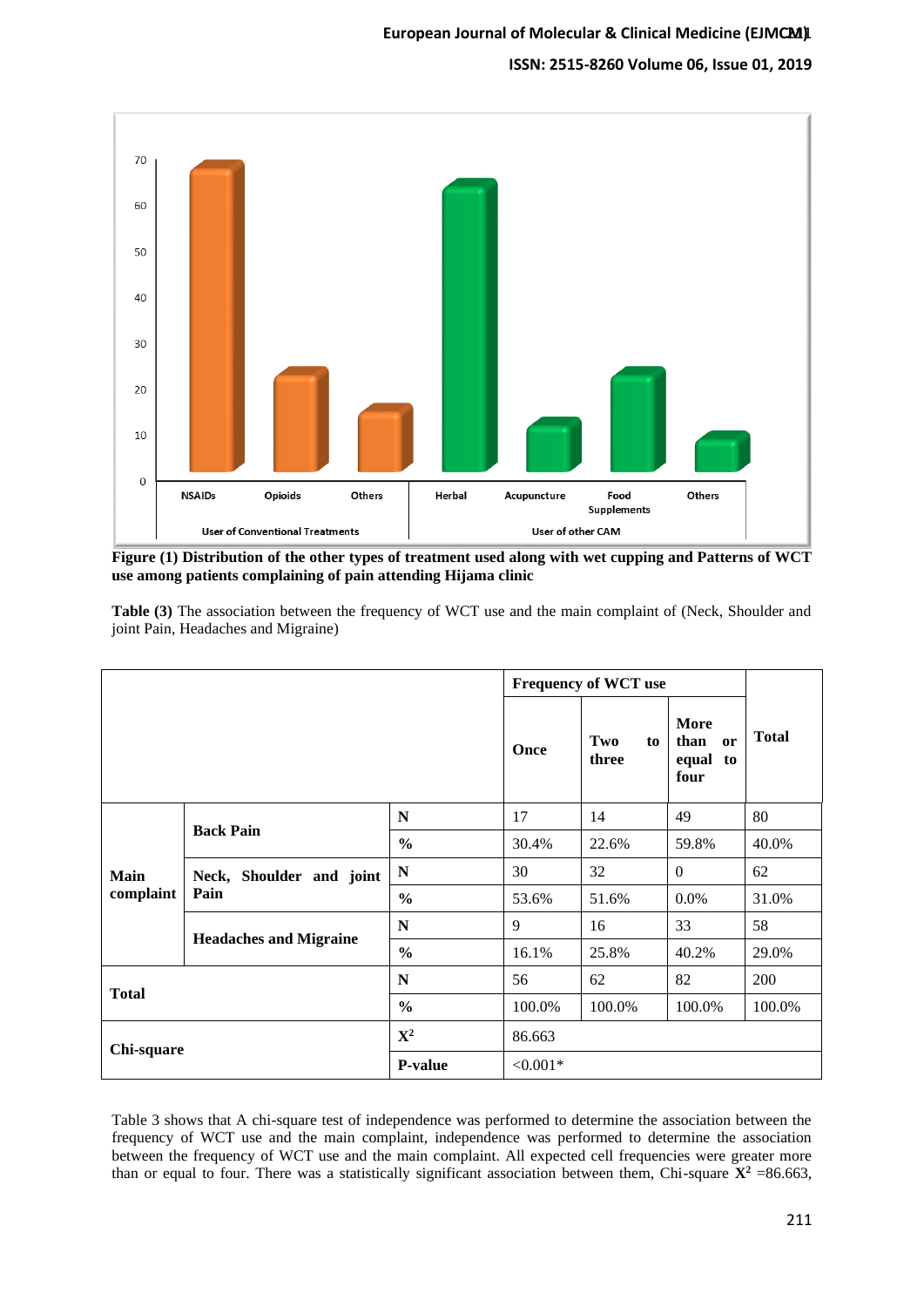**Figure (1) Distribution of the other types of treatment used along with wet cupping and Patterns of WCT use among patients complaining of pain attending Hijama clinic**

**Table (3)** The association between the frequency of WCT use and the main complaint of (Neck, Shoulder and joint Pain, Headaches and Migraine)

| | | | **Frequency of WCT use** | | | **Total** |
|---|---|---|---|---|---|---|
| | | | **Once** | **Two to three** | **More than or equal to four** | |
| **Main complaint** | **Back Pain** | **N** | 17 | 14 | 49 | 80 |
| | | **%** | 30.4% | 22.6% | 59.8% | 40.0% |
| | **Neck, Shoulder and joint Pain** | **N** | 30 | 32 | 0 | 62 |
| | | **%** | 53.6% | 51.6% | 0.0% | 31.0% |
| | **Headaches and Migraine** | **N** | 9 | 16 | 33 | 58 |
| | | **%** | 16.1% | 25.8% | 40.2% | 29.0% |
| **Total** | | **N** | 56 | 62 | 82 | 200 |
| | | **%** | 100.0% | 100.0% | 100.0% | 100.0% |
| **Chi-square** | | $\mathbf{X^2}$ | 86.663 | | | |
| | | **P-value** | <0.001* | | | |

Table 3 shows that A chi-square test of independence was performed to determine the association between the frequency of WCT use and the main complaint, independence was performed to determine the association between the frequency of WCT use and the main complaint. All expected cell frequencies were greater more than or equal to four. There was a statistically significant association between them, Chi-square $\mathbf{X^2}$ =86.663,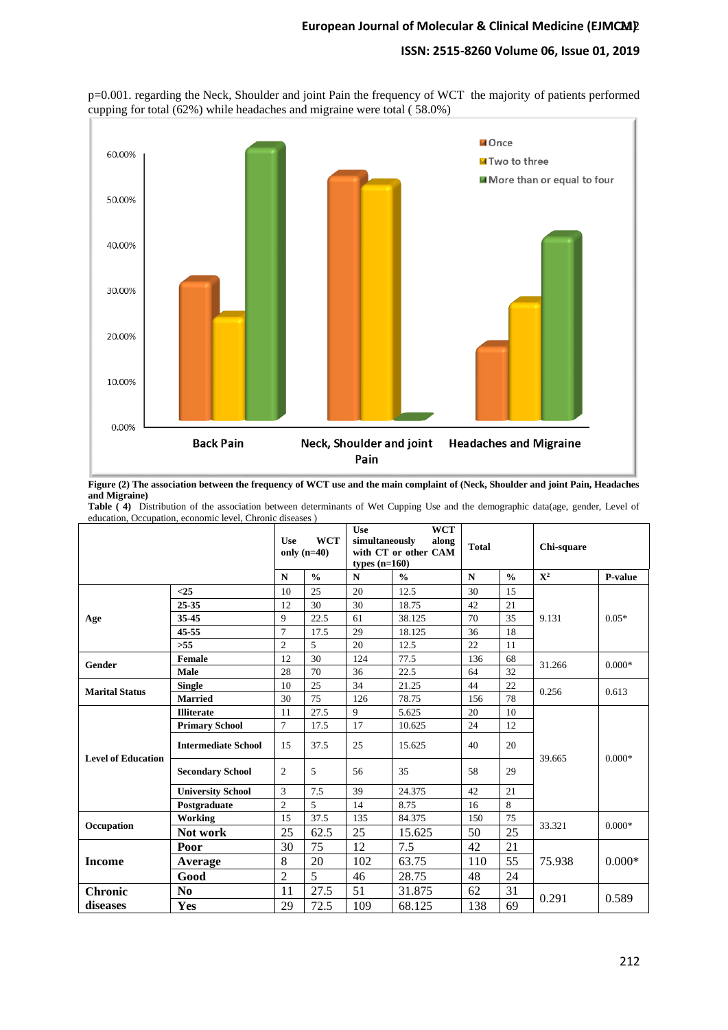p=0.001. regarding the Neck, Shoulder and joint Pain the frequency of WCT the majority of patients performed cupping for total (62%) while headaches and migraine were total ( 58.0%)

**Figure (2) The association between the frequency of WCT use and the main complaint of (Neck, Shoulder and joint Pain, Headaches and Migraine)**

**Table ( 4)** Distribution of the association between determinants of Wet Cupping Use and the demographic data(age, gender, Level of education, Occupation, economic level, Chronic diseases )

| | | Use WCT only (n=40) | | Use WCT simultaneously along with CT or other CAM types (n=160) | | Total | | Chi-square | |
|---|---|---|---|---|---|---|---|---|---|
| | | N | % | N | % | N | % | $X^2$ | P-value |
| Age | <25 | 10 | 25 | 20 | 12.5 | 30 | 15 | 9.131 | 0.05* |
| | 25-35 | 12 | 30 | 30 | 18.75 | 42 | 21 | | |
| | 35-45 | 9 | 22.5 | 61 | 38.125 | 70 | 35 | | |
| | 45-55 | 7 | 17.5 | 29 | 18.125 | 36 | 18 | | |
| | >55 | 2 | 5 | 20 | 12.5 | 22 | 11 | | |
| Gender | Female | 12 | 30 | 124 | 77.5 | 136 | 68 | 31.266 | 0.000* |
| | Male | 28 | 70 | 36 | 22.5 | 64 | 32 | | |
| Marital Status | Single | 10 | 25 | 34 | 21.25 | 44 | 22 | 0.256 | 0.613 |
| | Married | 30 | 75 | 126 | 78.75 | 156 | 78 | | |
| Level of Education | Illiterate | 11 | 27.5 | 9 | 5.625 | 20 | 10 | 39.665 | 0.000* |
| | Primary School | 7 | 17.5 | 17 | 10.625 | 24 | 12 | | |
| | Intermediate School | 15 | 37.5 | 25 | 15.625 | 40 | 20 | | |
| | Secondary School | 2 | 5 | 56 | 35 | 58 | 29 | | |
| | University School | 3 | 7.5 | 39 | 24.375 | 42 | 21 | | |
| | Postgraduate | 2 | 5 | 14 | 8.75 | 16 | 8 | | |
| Occupation | Working | 15 | 37.5 | 135 | 84.375 | 150 | 75 | 33.321 | 0.000* |
| | Not work | 25 | 62.5 | 25 | 15.625 | 50 | 25 | | |
| Income | Poor | 30 | 75 | 12 | 7.5 | 42 | 21 | 75.938 | 0.000* |
| | Average | 8 | 20 | 102 | 63.75 | 110 | 55 | | |
| | Good | 2 | 5 | 46 | 28.75 | 48 | 24 | | |
| Chronic diseases | No | 11 | 27.5 | 51 | 31.875 | 62 | 31 | 0.291 | 0.589 |
| | Yes | 29 | 72.5 | 109 | 68.125 | 138 | 69 | | |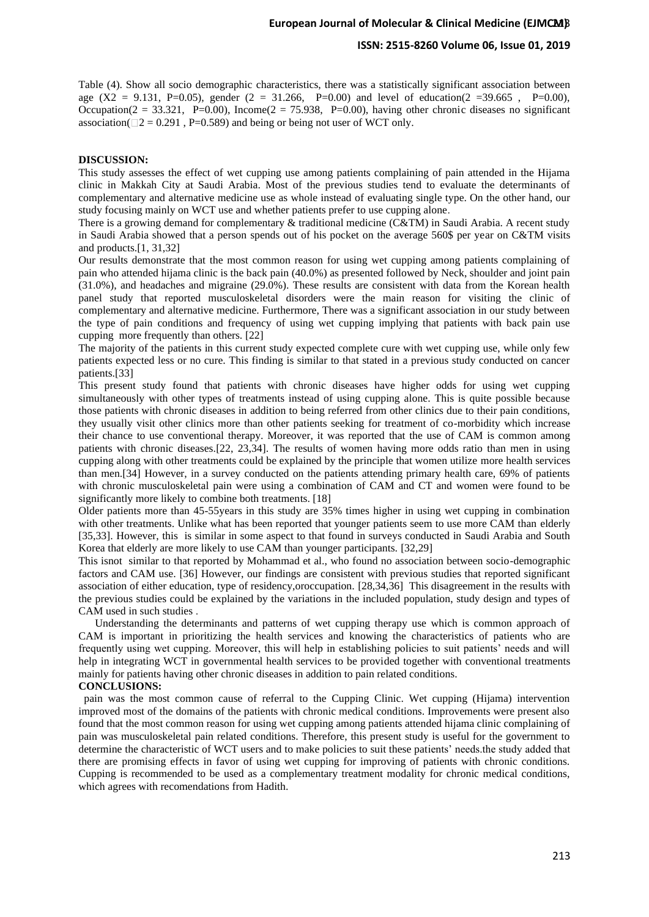Table (4). Show all socio demographic characteristics, there was a statistically significant association between age ($X2$ = 9.131, P=0.05), gender (2 = 31.266, P=0.00) and level of education(2 =39.665 , P=0.00), Occupation(2 = 33.321, P=0.00), Income(2 = 75.938, P=0.00), having other chronic diseases no significant association(□2 = 0.291 , P=0.589) and being or being not user of WCT only.

**DISCUSSION:**

This study assesses the effect of wet cupping use among patients complaining of pain attended in the Hijama clinic in Makkah City at Saudi Arabia. Most of the previous studies tend to evaluate the determinants of complementary and alternative medicine use as whole instead of evaluating single type. On the other hand, our study focusing mainly on WCT use and whether patients prefer to use cupping alone.

There is a growing demand for complementary & traditional medicine (C&TM) in Saudi Arabia. A recent study in Saudi Arabia showed that a person spends out of his pocket on the average 560$ per year on C&TM visits and products.[1, 31,32]

Our results demonstrate that the most common reason for using wet cupping among patients complaining of pain who attended hijama clinic is the back pain (40.0%) as presented followed by Neck, shoulder and joint pain (31.0%), and headaches and migraine (29.0%). These results are consistent with data from the Korean health panel study that reported musculoskeletal disorders were the main reason for visiting the clinic of complementary and alternative medicine. Furthermore, There was a significant association in our study between the type of pain conditions and frequency of using wet cupping implying that patients with back pain use cupping more frequently than others. [22]

The majority of the patients in this current study expected complete cure with wet cupping use, while only few patients expected less or no cure. This finding is similar to that stated in a previous study conducted on cancer patients.[33]

This present study found that patients with chronic diseases have higher odds for using wet cupping simultaneously with other types of treatments instead of using cupping alone. This is quite possible because those patients with chronic diseases in addition to being referred from other clinics due to their pain conditions, they usually visit other clinics more than other patients seeking for treatment of co-morbidity which increase their chance to use conventional therapy. Moreover, it was reported that the use of CAM is common among patients with chronic diseases.[22, 23,34]. The results of women having more odds ratio than men in using cupping along with other treatments could be explained by the principle that women utilize more health services than men.[34] However, in a survey conducted on the patients attending primary health care, 69% of patients with chronic musculoskeletal pain were using a combination of CAM and CT and women were found to be significantly more likely to combine both treatments. [18]

Older patients more than 45-55years in this study are 35% times higher in using wet cupping in combination with other treatments. Unlike what has been reported that younger patients seem to use more CAM than elderly [35,33]. However, this is similar in some aspect to that found in surveys conducted in Saudi Arabia and South Korea that elderly are more likely to use CAM than younger participants. [32,29]

This isnot similar to that reported by Mohammad et al., who found no association between socio-demographic factors and CAM use. [36] However, our findings are consistent with previous studies that reported significant association of either education, type of residency,oroccupation. [28,34,36] This disagreement in the results with the previous studies could be explained by the variations in the included population, study design and types of CAM used in such studies .

Understanding the determinants and patterns of wet cupping therapy use which is common approach of CAM is important in prioritizing the health services and knowing the characteristics of patients who are frequently using wet cupping. Moreover, this will help in establishing policies to suit patients' needs and will help in integrating WCT in governmental health services to be provided together with conventional treatments mainly for patients having other chronic diseases in addition to pain related conditions.

**CONCLUSIONS:**

pain was the most common cause of referral to the Cupping Clinic. Wet cupping (Hijama) intervention improved most of the domains of the patients with chronic medical conditions. Improvements were present also found that the most common reason for using wet cupping among patients attended hijama clinic complaining of pain was musculoskeletal pain related conditions. Therefore, this present study is useful for the government to determine the characteristic of WCT users and to make policies to suit these patients' needs.the study added that there are promising effects in favor of using wet cupping for improving of patients with chronic conditions. Cupping is recommended to be used as a complementary treatment modality for chronic medical conditions, which agrees with recomendations from Hadith.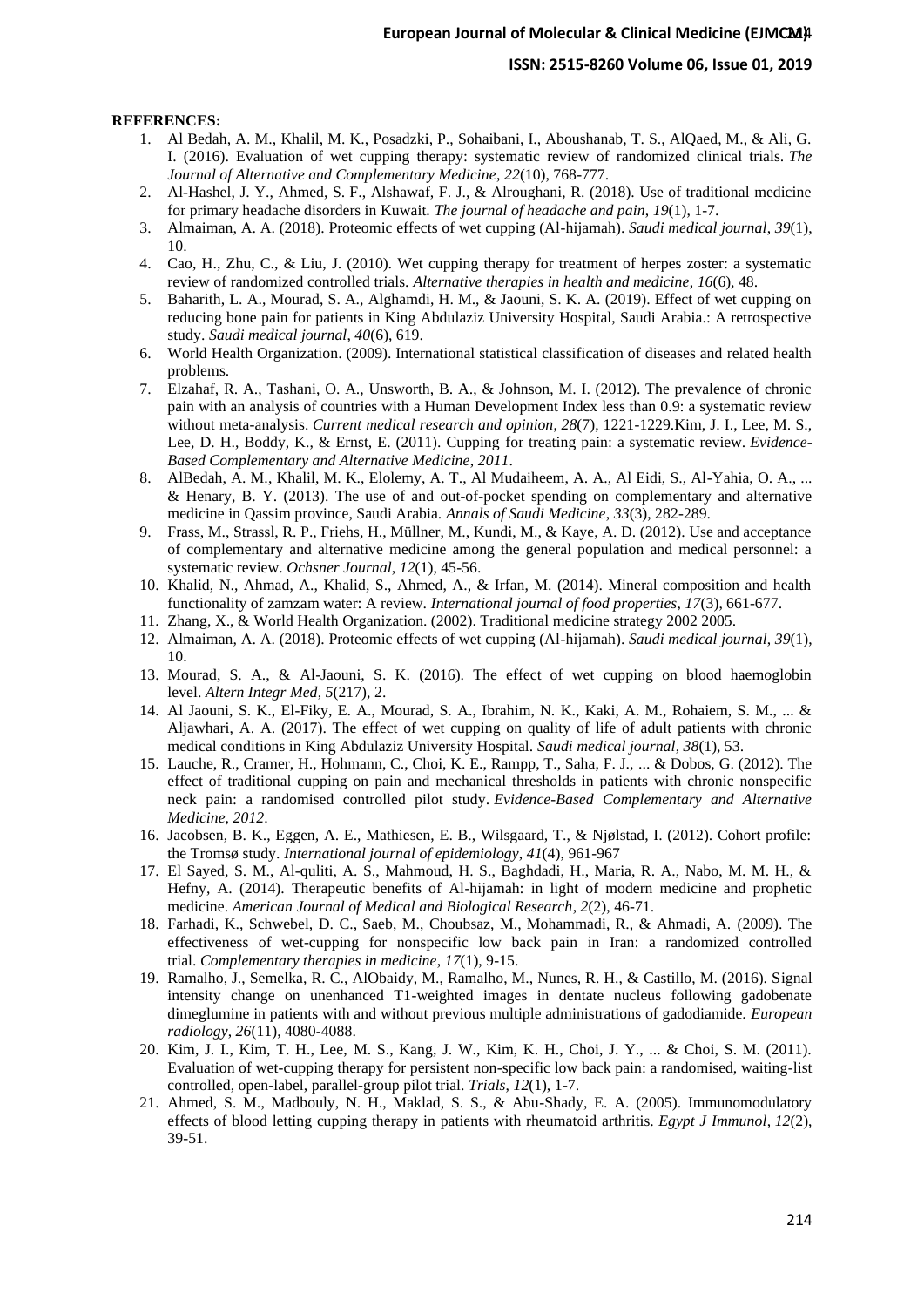**REFERENCES:**

1. Al Bedah, A. M., Khalil, M. K., Posadzki, P., Sohaibani, I., Aboushanab, T. S., AlQaed, M., & Ali, G. I. (2016). Evaluation of wet cupping therapy: systematic review of randomized clinical trials. *The Journal of Alternative and Complementary Medicine*, *22*(10), 768-777.
2. Al-Hashel, J. Y., Ahmed, S. F., Alshawaf, F. J., & Alroughani, R. (2018). Use of traditional medicine for primary headache disorders in Kuwait. *The journal of headache and pain*, *19*(1), 1-7.
3. Almaiman, A. A. (2018). Proteomic effects of wet cupping (Al-hijamah). *Saudi medical journal*, *39*(1), 10.
4. Cao, H., Zhu, C., & Liu, J. (2010). Wet cupping therapy for treatment of herpes zoster: a systematic review of randomized controlled trials. *Alternative therapies in health and medicine*, *16*(6), 48.
5. Baharith, L. A., Mourad, S. A., Alghamdi, H. M., & Jaouni, S. K. A. (2019). Effect of wet cupping on reducing bone pain for patients in King Abdulaziz University Hospital, Saudi Arabia.: A retrospective study. *Saudi medical journal*, *40*(6), 619.
6. World Health Organization. (2009). International statistical classification of diseases and related health problems.
7. Elzahaf, R. A., Tashani, O. A., Unsworth, B. A., & Johnson, M. I. (2012). The prevalence of chronic pain with an analysis of countries with a Human Development Index less than 0.9: a systematic review without meta-analysis. *Current medical research and opinion*, *28*(7), 1221-1229.Kim, J. I., Lee, M. S., Lee, D. H., Boddy, K., & Ernst, E. (2011). Cupping for treating pain: a systematic review. *Evidence-Based Complementary and Alternative Medicine*, *2011*.
8. AlBedah, A. M., Khalil, M. K., Elolemy, A. T., Al Mudaiheem, A. A., Al Eidi, S., Al-Yahia, O. A., ... & Henary, B. Y. (2013). The use of and out-of-pocket spending on complementary and alternative medicine in Qassim province, Saudi Arabia. *Annals of Saudi Medicine*, *33*(3), 282-289.
9. Frass, M., Strassl, R. P., Friehs, H., Müllner, M., Kundi, M., & Kaye, A. D. (2012). Use and acceptance of complementary and alternative medicine among the general population and medical personnel: a systematic review. *Ochsner Journal*, *12*(1), 45-56.
10. Khalid, N., Ahmad, A., Khalid, S., Ahmed, A., & Irfan, M. (2014). Mineral composition and health functionality of zamzam water: A review. *International journal of food properties*, *17*(3), 661-677.
11. Zhang, X., & World Health Organization. (2002). Traditional medicine strategy 2002 2005.
12. Almaiman, A. A. (2018). Proteomic effects of wet cupping (Al-hijamah). *Saudi medical journal*, *39*(1), 10.
13. Mourad, S. A., & Al-Jaouni, S. K. (2016). The effect of wet cupping on blood haemoglobin level. *Altern Integr Med*, *5*(217), 2.
14. Al Jaouni, S. K., El-Fiky, E. A., Mourad, S. A., Ibrahim, N. K., Kaki, A. M., Rohaiem, S. M., ... & Aljawhari, A. A. (2017). The effect of wet cupping on quality of life of adult patients with chronic medical conditions in King Abdulaziz University Hospital. *Saudi medical journal*, *38*(1), 53.
15. Lauche, R., Cramer, H., Hohmann, C., Choi, K. E., Rampp, T., Saha, F. J., ... & Dobos, G. (2012). The effect of traditional cupping on pain and mechanical thresholds in patients with chronic nonspecific neck pain: a randomised controlled pilot study. *Evidence-Based Complementary and Alternative Medicine, 2012*.
16. Jacobsen, B. K., Eggen, A. E., Mathiesen, E. B., Wilsgaard, T., & Njølstad, I. (2012). Cohort profile: the Tromsø study. *International journal of epidemiology*, *41*(4), 961-967
17. El Sayed, S. M., Al-quliti, A. S., Mahmoud, H. S., Baghdadi, H., Maria, R. A., Nabo, M. M. H., & Hefny, A. (2014). Therapeutic benefits of Al-hijamah: in light of modern medicine and prophetic medicine. *American Journal of Medical and Biological Research*, *2*(2), 46-71.
18. Farhadi, K., Schwebel, D. C., Saeb, M., Choubsaz, M., Mohammadi, R., & Ahmadi, A. (2009). The effectiveness of wet-cupping for nonspecific low back pain in Iran: a randomized controlled trial. *Complementary therapies in medicine*, *17*(1), 9-15.
19. Ramalho, J., Semelka, R. C., AlObaidy, M., Ramalho, M., Nunes, R. H., & Castillo, M. (2016). Signal intensity change on unenhanced T1-weighted images in dentate nucleus following gadobenate dimeglumine in patients with and without previous multiple administrations of gadodiamide. *European radiology*, *26*(11), 4080-4088.
20. Kim, J. I., Kim, T. H., Lee, M. S., Kang, J. W., Kim, K. H., Choi, J. Y., ... & Choi, S. M. (2011). Evaluation of wet-cupping therapy for persistent non-specific low back pain: a randomised, waiting-list controlled, open-label, parallel-group pilot trial. *Trials*, *12*(1), 1-7.
21. Ahmed, S. M., Madbouly, N. H., Maklad, S. S., & Abu-Shady, E. A. (2005). Immunomodulatory effects of blood letting cupping therapy in patients with rheumatoid arthritis. *Egypt J Immunol*, *12*(2), 39-51.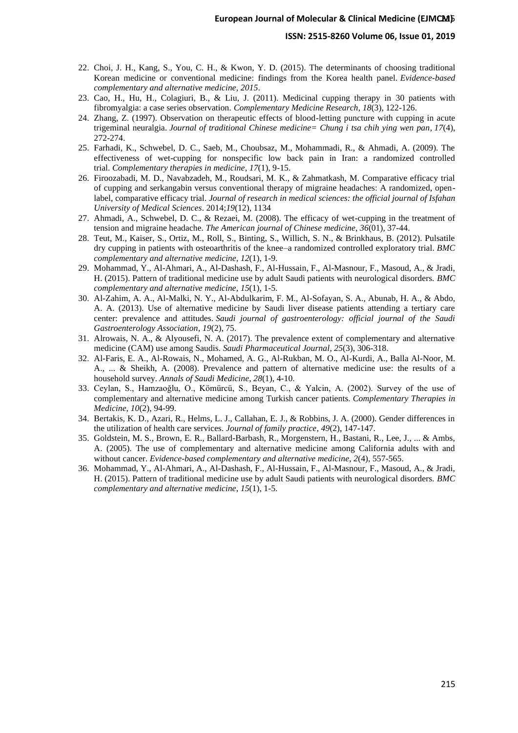22. Choi, J. H., Kang, S., You, C. H., & Kwon, Y. D. (2015). The determinants of choosing traditional Korean medicine or conventional medicine: findings from the Korea health panel. *Evidence-based complementary and alternative medicine*, *2015*.
23. Cao, H., Hu, H., Colagiuri, B., & Liu, J. (2011). Medicinal cupping therapy in 30 patients with fibromyalgia: a case series observation. *Complementary Medicine Research*, *18*(3), 122-126.
24. Zhang, Z. (1997). Observation on therapeutic effects of blood-letting puncture with cupping in acute trigeminal neuralgia. *Journal of traditional Chinese medicine= Chung i tsa chih ying wen pan*, *17*(4), 272-274.
25. Farhadi, K., Schwebel, D. C., Saeb, M., Choubsaz, M., Mohammadi, R., & Ahmadi, A. (2009). The effectiveness of wet-cupping for nonspecific low back pain in Iran: a randomized controlled trial. *Complementary therapies in medicine*, *17*(1), 9-15.
26. Firoozabadi, M. D., Navabzadeh, M., Roudsari, M. K., & Zahmatkash, M. Comparative efficacy trial of cupping and serkangabin versus conventional therapy of migraine headaches: A randomized, open-label, comparative efficacy trial. *Journal of research in medical sciences: the official journal of Isfahan University of Medical Sciences*. 2014;*19*(12), 1134
27. Ahmadi, A., Schwebel, D. C., & Rezaei, M. (2008). The efficacy of wet-cupping in the treatment of tension and migraine headache. *The American journal of Chinese medicine*, *36*(01), 37-44.
28. Teut, M., Kaiser, S., Ortiz, M., Roll, S., Binting, S., Willich, S. N., & Brinkhaus, B. (2012). Pulsatile dry cupping in patients with osteoarthritis of the knee–a randomized controlled exploratory trial. *BMC complementary and alternative medicine*, *12*(1), 1-9.
29. Mohammad, Y., Al-Ahmari, A., Al-Dashash, F., Al-Hussain, F., Al-Masnour, F., Masoud, A., & Jradi, H. (2015). Pattern of traditional medicine use by adult Saudi patients with neurological disorders. *BMC complementary and alternative medicine*, *15*(1), 1-5.
30. Al-Zahim, A. A., Al-Malki, N. Y., Al-Abdulkarim, F. M., Al-Sofayan, S. A., Abunab, H. A., & Abdo, A. A. (2013). Use of alternative medicine by Saudi liver disease patients attending a tertiary care center: prevalence and attitudes. *Saudi journal of gastroenterology: official journal of the Saudi Gastroenterology Association*, *19*(2), 75.
31. Alrowais, N. A., & Alyousefi, N. A. (2017). The prevalence extent of complementary and alternative medicine (CAM) use among Saudis. *Saudi Pharmaceutical Journal*, *25*(3), 306-318.
32. Al-Faris, E. A., Al-Rowais, N., Mohamed, A. G., Al-Rukban, M. O., Al-Kurdi, A., Balla Al-Noor, M. A., ... & Sheikh, A. (2008). Prevalence and pattern of alternative medicine use: the results of a household survey. *Annals of Saudi Medicine*, *28*(1), 4-10.
33. Ceylan, S., Hamzaoğlu, O., Kömürcü, S., Beyan, C., & Yalcin, A. (2002). Survey of the use of complementary and alternative medicine among Turkish cancer patients. *Complementary Therapies in Medicine*, *10*(2), 94-99.
34. Bertakis, K. D., Azari, R., Helms, L. J., Callahan, E. J., & Robbins, J. A. (2000). Gender differences in the utilization of health care services. *Journal of family practice*, *49*(2), 147-147.
35. Goldstein, M. S., Brown, E. R., Ballard-Barbash, R., Morgenstern, H., Bastani, R., Lee, J., ... & Ambs, A. (2005). The use of complementary and alternative medicine among California adults with and without cancer. *Evidence-based complementary and alternative medicine*, *2*(4), 557-565.
36. Mohammad, Y., Al-Ahmari, A., Al-Dashash, F., Al-Hussain, F., Al-Masnour, F., Masoud, A., & Jradi, H. (2015). Pattern of traditional medicine use by adult Saudi patients with neurological disorders. *BMC complementary and alternative medicine*, *15*(1), 1-5.